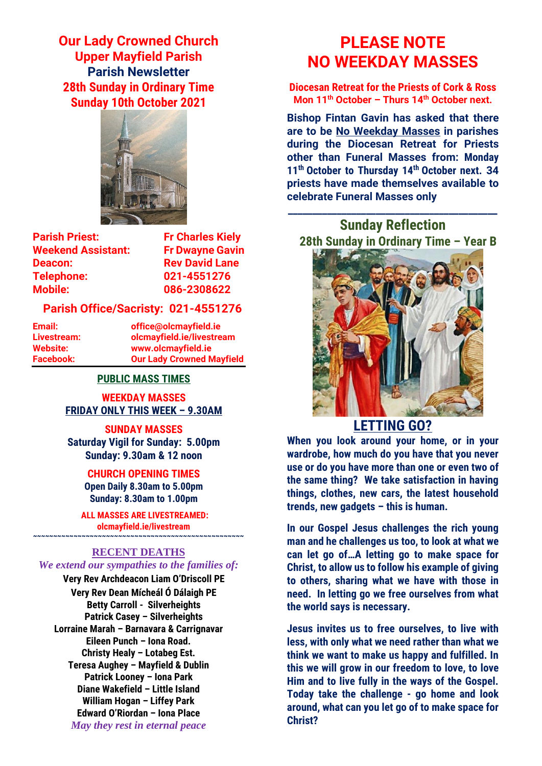# Our Lady Crowned Church
## Upper Mayfield Parish
## Parish Newsletter
## 28th Sunday in Ordinary Time
## Sunday 10th October 2021

| | |
|---|---|
| **Parish Priest:** | **Fr Charles Kiely** |
| **Weekend Assistant:** | **Fr Dwayne Gavin** |
| **Deacon:** | **Rev David Lane** |
| **Telephone:** | **021-4551276** |
| **Mobile:** | **086-2308622** |

**Parish Office/Sacristy: 021-4551276**

| | |
|---|---|
| **Email:** | **office@olcmayfield.ie** |
| **Livestream:** | **olcmayfield.ie/livestream** |
| **Website:** | **www.olcmayfield.ie** |
| **Facebook:** | **Our Lady Crowned Mayfield** |

### PUBLIC MASS TIMES

**WEEKDAY MASSES**
**FRIDAY ONLY THIS WEEK – 9.30AM**

**SUNDAY MASSES**
**Saturday Vigil for Sunday: 5.00pm**
**Sunday: 9.30am & 12 noon**

**CHURCH OPENING TIMES**
**Open Daily 8.30am to 5.00pm**
**Sunday: 8.30am to 1.00pm**

**ALL MASSES ARE LIVESTREAMED:**
**olcmayfield.ie/livestream**

~~~~~~~~~~~~~~~~~~~~~~~~~~~~~~~~~~~~~~~~~~~~~~~~~~

### RECENT DEATHS

*We extend our sympathies to the families of:*

**Very Rev Archdeacon Liam O'Driscoll PE**
**Very Rev Dean Mícheál Ó Dálaigh PE**
**Betty Carroll - Silverheights**
**Patrick Casey – Silverheights**
**Lorraine Marah – Barnavara & Carrignavar**
**Eileen Punch – Iona Road.**
**Christy Healy – Lotabeg Est.**
**Teresa Aughey – Mayfield & Dublin**
**Patrick Looney – Iona Park**
**Diane Wakefield – Little Island**
**William Hogan – Liffey Park**
**Edward O'Riordan – Iona Place**

*May they rest in eternal peace*

# PLEASE NOTE
# NO WEEKDAY MASSES

**Diocesan Retreat for the Priests of Cork & Ross**
**Mon 11th October – Thurs 14th October next.**

**Bishop Fintan Gavin has asked that there are to be No Weekday Masses in parishes during the Diocesan Retreat for Priests other than Funeral Masses from: Monday 11th October to Thursday 14th October next. 34 priests have made themselves available to celebrate Funeral Masses only**

---

## Sunday Reflection
### 28th Sunday in Ordinary Time – Year B

### LETTING GO?

**When you look around your home, or in your wardrobe, how much do you have that you never use or do you have more than one or even two of the same thing? We take satisfaction in having things, clothes, new cars, the latest household trends, new gadgets – this is human.**

**In our Gospel Jesus challenges the rich young man and he challenges us too, to look at what we can let go of…A letting go to make space for Christ, to allow us to follow his example of giving to others, sharing what we have with those in need. In letting go we free ourselves from what the world says is necessary.**

**Jesus invites us to free ourselves, to live with less, with only what we need rather than what we think we want to make us happy and fulfilled. In this we will grow in our freedom to love, to love Him and to live fully in the ways of the Gospel. Today take the challenge - go home and look around, what can you let go of to make space for Christ?**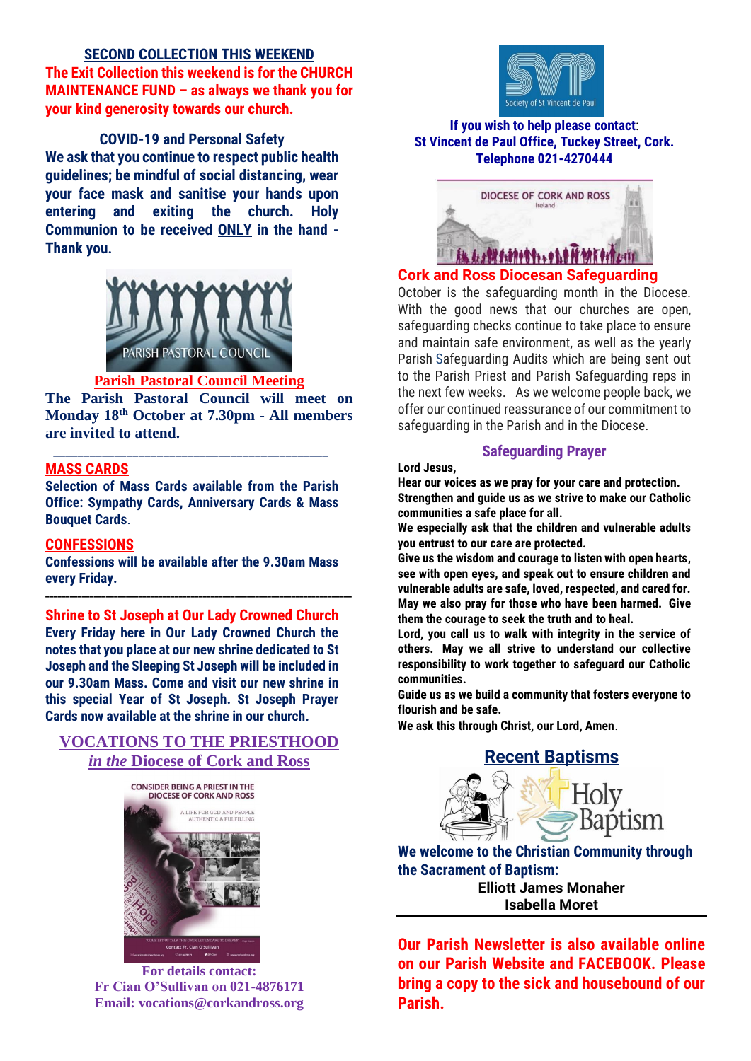## SECOND COLLECTION THIS WEEKEND

**The Exit Collection this weekend is for the CHURCH MAINTENANCE FUND – as always we thank you for your kind generosity towards our church.**

## COVID-19 and Personal Safety

**We ask that you continue to respect public health guidelines; be mindful of social distancing, wear your face mask and sanitise your hands upon entering and exiting the church. Holy Communion to be received ONLY in the hand - Thank you.**

## Parish Pastoral Council Meeting

**The Parish Pastoral Council will meet on Monday 18th October at 7.30pm - All members are invited to attend.**

---

## MASS CARDS

**Selection of Mass Cards available from the Parish Office: Sympathy Cards, Anniversary Cards & Mass Bouquet Cards.**

## CONFESSIONS

**Confessions will be available after the 9.30am Mass every Friday.**

---

## Shrine to St Joseph at Our Lady Crowned Church

**Every Friday here in Our Lady Crowned Church the notes that you place at our new shrine dedicated to St Joseph and the Sleeping St Joseph will be included in our 9.30am Mass. Come and visit our new shrine in this special Year of St Joseph. St Joseph Prayer Cards now available at the shrine in our church.**

## VOCATIONS TO THE PRIESTHOOD *in the* Diocese of Cork and Ross

**For details contact:**
**Fr Cian O'Sullivan on 021-4876171**
**Email: vocations@corkandross.org**

**If you wish to help please contact:**
**St Vincent de Paul Office, Tuckey Street, Cork.**
**Telephone 021-4270444**

## Cork and Ross Diocesan Safeguarding

October is the safeguarding month in the Diocese. With the good news that our churches are open, safeguarding checks continue to take place to ensure and maintain safe environment, as well as the yearly Parish Safeguarding Audits which are being sent out to the Parish Priest and Parish Safeguarding reps in the next few weeks. As we welcome people back, we offer our continued reassurance of our commitment to safeguarding in the Parish and in the Diocese.

### Safeguarding Prayer

**Lord Jesus,**
**Hear our voices as we pray for your care and protection.**
**Strengthen and guide us as we strive to make our Catholic communities a safe place for all.**
**We especially ask that the children and vulnerable adults you entrust to our care are protected.**
**Give us the wisdom and courage to listen with open hearts, see with open eyes, and speak out to ensure children and vulnerable adults are safe, loved, respected, and cared for.**
**May we also pray for those who have been harmed. Give them the courage to seek the truth and to heal.**
**Lord, you call us to walk with integrity in the service of others. May we all strive to understand our collective responsibility to work together to safeguard our Catholic communities.**
**Guide us as we build a community that fosters everyone to flourish and be safe.**
**We ask this through Christ, our Lord, Amen.**

## Recent Baptisms

**We welcome to the Christian Community through the Sacrament of Baptism:**

**Elliott James Monaher**
**Isabella Moret**

---

**Our Parish Newsletter is also available online on our Parish Website and FACEBOOK. Please bring a copy to the sick and housebound of our Parish.**